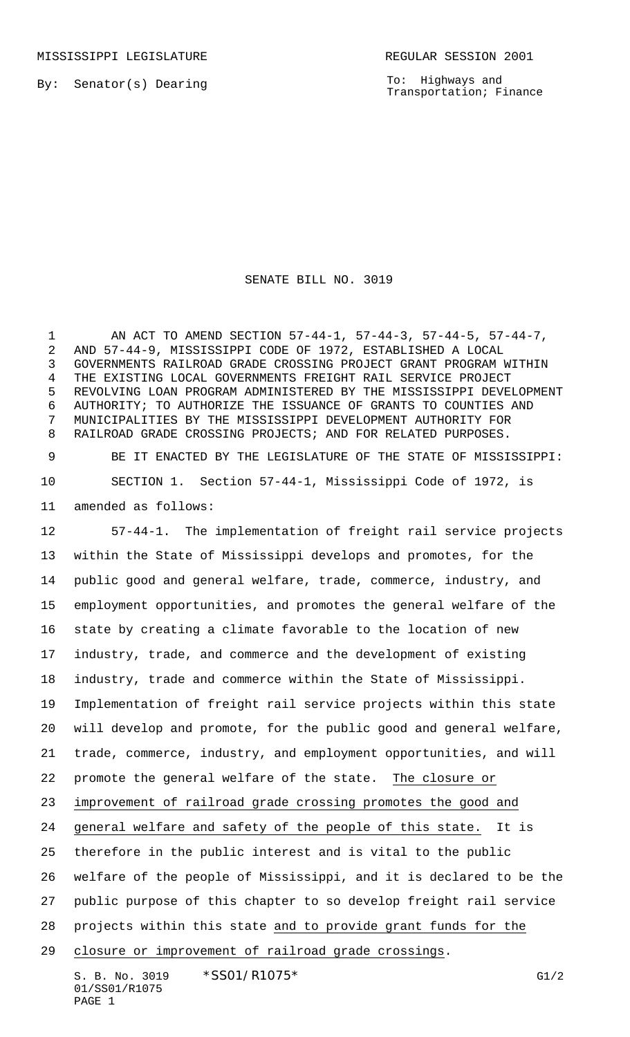MISSISSIPPI LEGISLATURE REGULAR SESSION 2001

By: Senator(s) Dearing

To: Highways and Transportation; Finance

# SENATE BILL NO. 3019

AN ACT TO AMEND SECTION 57-44-1, 57-44-3, 57-44-5, 57-44-7, AND 57-44-9, MISSISSIPPI CODE OF 1972, ESTABLISHED A LOCAL GOVERNMENTS RAILROAD GRADE CROSSING PROJECT GRANT PROGRAM WITHIN THE EXISTING LOCAL GOVERNMENTS FREIGHT RAIL SERVICE PROJECT REVOLVING LOAN PROGRAM ADMINISTERED BY THE MISSISSIPPI DEVELOPMENT AUTHORITY; TO AUTHORIZE THE ISSUANCE OF GRANTS TO COUNTIES AND MUNICIPALITIES BY THE MISSISSIPPI DEVELOPMENT AUTHORITY FOR RAILROAD GRADE CROSSING PROJECTS; AND FOR RELATED PURPOSES.

BE IT ENACTED BY THE LEGISLATURE OF THE STATE OF MISSISSIPPI:

SECTION 1. Section 57-44-1, Mississippi Code of 1972, is amended as follows:

57-44-1. The implementation of freight rail service projects within the State of Mississippi develops and promotes, for the public good and general welfare, trade, commerce, industry, and employment opportunities, and promotes the general welfare of the state by creating a climate favorable to the location of new industry, trade, and commerce and the development of existing industry, trade and commerce within the State of Mississippi. Implementation of freight rail service projects within this state will develop and promote, for the public good and general welfare, trade, commerce, industry, and employment opportunities, and will promote the general welfare of the state. The closure or improvement of railroad grade crossing promotes the good and general welfare and safety of the people of this state. It is therefore in the public interest and is vital to the public welfare of the people of Mississippi, and it is declared to be the public purpose of this chapter to so develop freight rail service projects within this state and to provide grant funds for the closure or improvement of railroad grade crossings.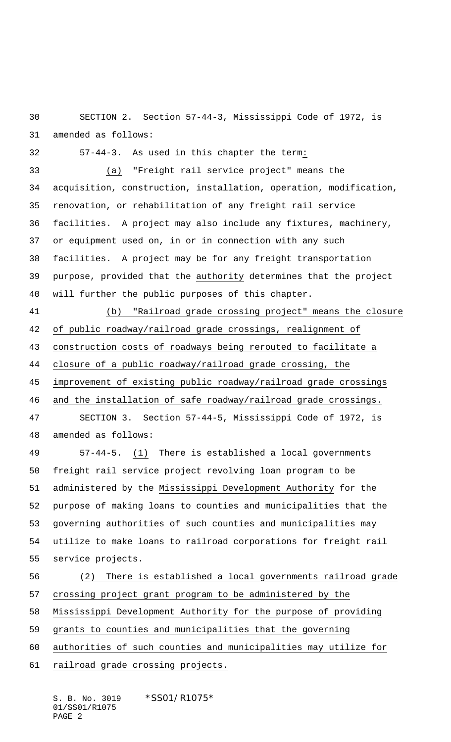SECTION 2. Section 57-44-3, Mississippi Code of 1972, is amended as follows:

57-44-3. As used in this chapter the term:

(a) "Freight rail service project" means the acquisition, construction, installation, operation, modification, renovation, or rehabilitation of any freight rail service facilities. A project may also include any fixtures, machinery, or equipment used on, in or in connection with any such facilities. A project may be for any freight transportation purpose, provided that the authority determines that the project will further the public purposes of this chapter.

(b) "Railroad grade crossing project" means the closure of public roadway/railroad grade crossings, realignment of construction costs of roadways being rerouted to facilitate a closure of a public roadway/railroad grade crossing, the improvement of existing public roadway/railroad grade crossings and the installation of safe roadway/railroad grade crossings.

SECTION 3. Section 57-44-5, Mississippi Code of 1972, is amended as follows:

57-44-5. (1) There is established a local governments freight rail service project revolving loan program to be administered by the Mississippi Development Authority for the purpose of making loans to counties and municipalities that the governing authorities of such counties and municipalities may utilize to make loans to railroad corporations for freight rail service projects.

(2) There is established a local governments railroad grade crossing project grant program to be administered by the Mississippi Development Authority for the purpose of providing grants to counties and municipalities that the governing authorities of such counties and municipalities may utilize for railroad grade crossing projects.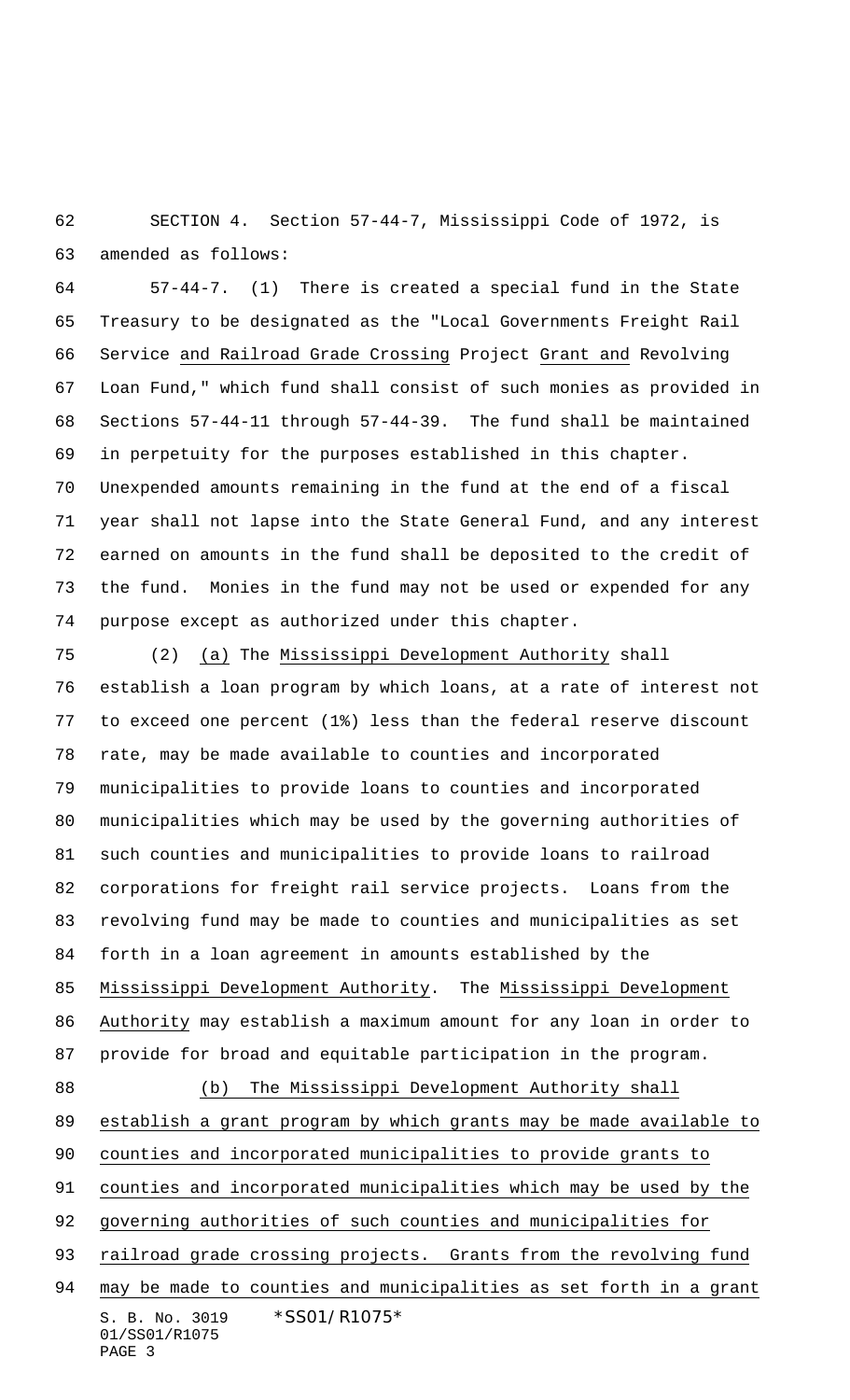SECTION 4. Section 57-44-7, Mississippi Code of 1972, is amended as follows:

57-44-7. (1) There is created a special fund in the State Treasury to be designated as the "Local Governments Freight Rail Service <u>and Railroad Grade Crossing</u> Project <u>Grant and</u> Revolving Loan Fund," which fund shall consist of such monies as provided in Sections 57-44-11 through 57-44-39. The fund shall be maintained in perpetuity for the purposes established in this chapter. Unexpended amounts remaining in the fund at the end of a fiscal year shall not lapse into the State General Fund, and any interest earned on amounts in the fund shall be deposited to the credit of the fund. Monies in the fund may not be used or expended for any purpose except as authorized under this chapter.

(2) <u>(a)</u> The <u>Mississippi Development Authority</u> shall establish a loan program by which loans, at a rate of interest not to exceed one percent (1%) less than the federal reserve discount rate, may be made available to counties and incorporated municipalities to provide loans to counties and incorporated municipalities which may be used by the governing authorities of such counties and municipalities to provide loans to railroad corporations for freight rail service projects. Loans from the revolving fund may be made to counties and municipalities as set forth in a loan agreement in amounts established by the <u>Mississippi Development Authority</u>. The <u>Mississippi Development Authority</u> may establish a maximum amount for any loan in order to provide for broad and equitable participation in the program.

<u>(b) The Mississippi Development Authority shall establish a grant program by which grants may be made available to counties and incorporated municipalities to provide grants to counties and incorporated municipalities which may be used by the governing authorities of such counties and municipalities for railroad grade crossing projects. Grants from the revolving fund may be made to counties and municipalities as set forth in a grant</u>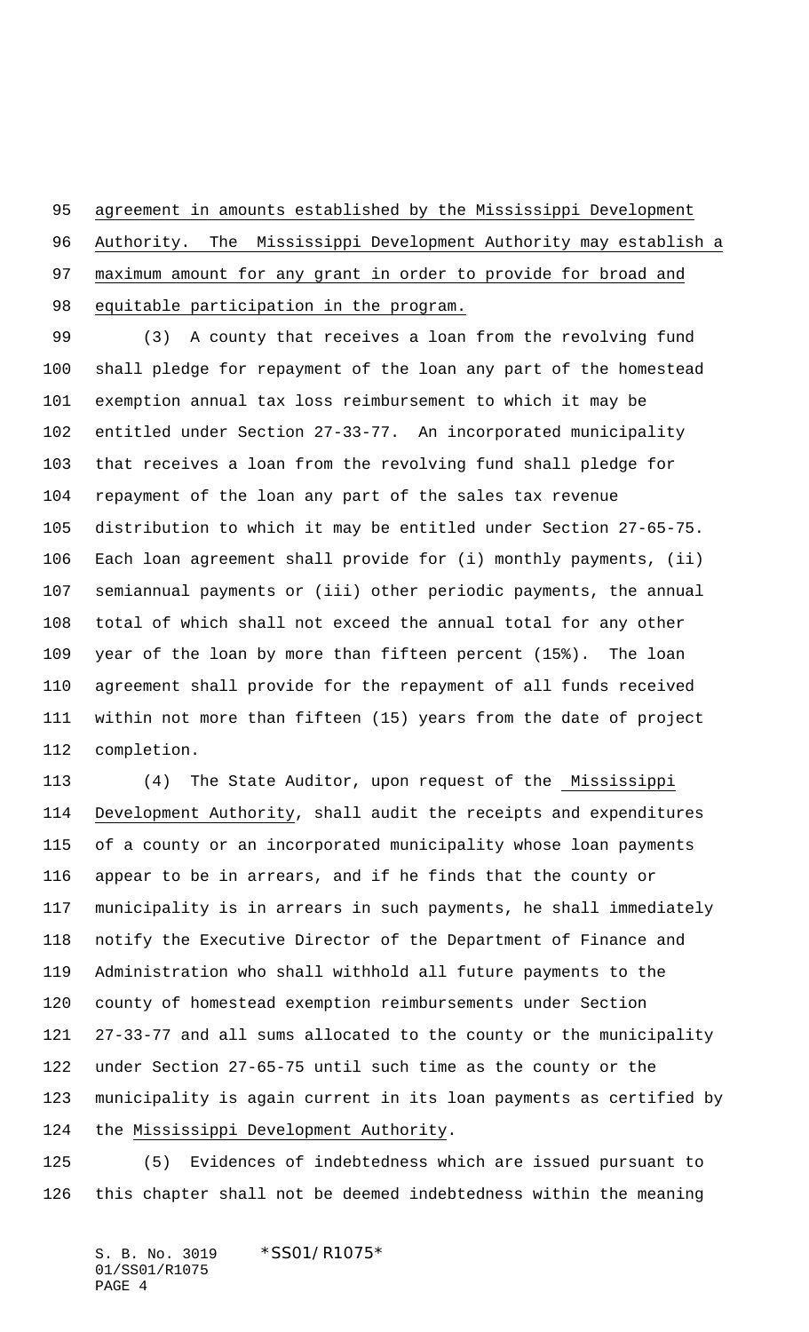agreement in amounts established by the Mississippi Development Authority. The Mississippi Development Authority may establish a maximum amount for any grant in order to provide for broad and equitable participation in the program.

(3) A county that receives a loan from the revolving fund shall pledge for repayment of the loan any part of the homestead exemption annual tax loss reimbursement to which it may be entitled under Section 27-33-77. An incorporated municipality that receives a loan from the revolving fund shall pledge for repayment of the loan any part of the sales tax revenue distribution to which it may be entitled under Section 27-65-75. Each loan agreement shall provide for (i) monthly payments, (ii) semiannual payments or (iii) other periodic payments, the annual total of which shall not exceed the annual total for any other year of the loan by more than fifteen percent (15%). The loan agreement shall provide for the repayment of all funds received within not more than fifteen (15) years from the date of project completion.

(4) The State Auditor, upon request of the Mississippi Development Authority, shall audit the receipts and expenditures of a county or an incorporated municipality whose loan payments appear to be in arrears, and if he finds that the county or municipality is in arrears in such payments, he shall immediately notify the Executive Director of the Department of Finance and Administration who shall withhold all future payments to the county of homestead exemption reimbursements under Section 27-33-77 and all sums allocated to the county or the municipality under Section 27-65-75 until such time as the county or the municipality is again current in its loan payments as certified by the Mississippi Development Authority.

(5) Evidences of indebtedness which are issued pursuant to this chapter shall not be deemed indebtedness within the meaning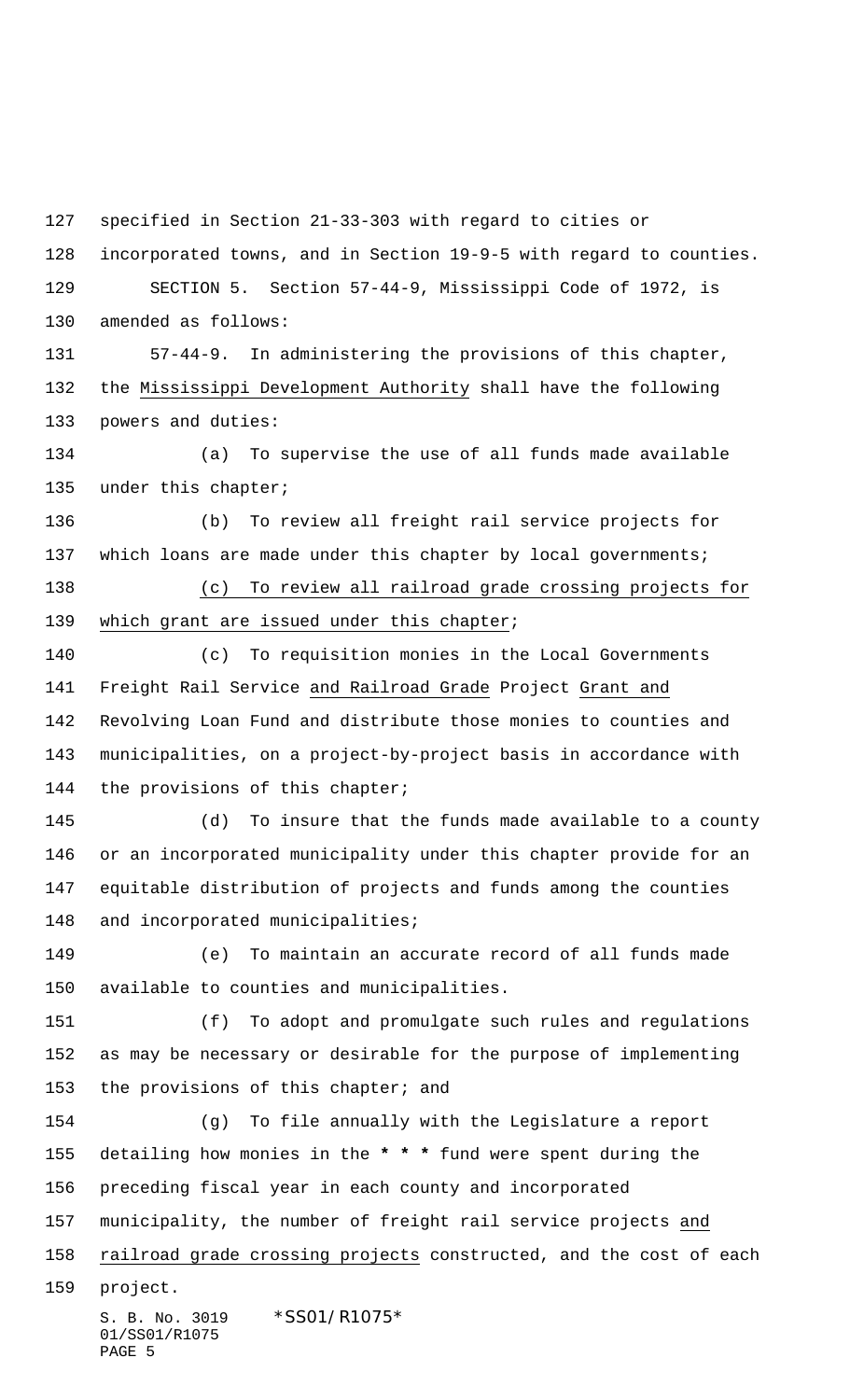specified in Section 21-33-303 with regard to cities or incorporated towns, and in Section 19-9-5 with regard to counties.

SECTION 5. Section 57-44-9, Mississippi Code of 1972, is amended as follows:

57-44-9. In administering the provisions of this chapter, the Mississippi Development Authority shall have the following powers and duties:

(a) To supervise the use of all funds made available under this chapter;

(b) To review all freight rail service projects for which loans are made under this chapter by local governments;

(c) To review all railroad grade crossing projects for which grant are issued under this chapter;

(c) To requisition monies in the Local Governments Freight Rail Service and Railroad Grade Project Grant and Revolving Loan Fund and distribute those monies to counties and municipalities, on a project-by-project basis in accordance with the provisions of this chapter;

(d) To insure that the funds made available to a county or an incorporated municipality under this chapter provide for an equitable distribution of projects and funds among the counties and incorporated municipalities;

(e) To maintain an accurate record of all funds made available to counties and municipalities.

(f) To adopt and promulgate such rules and regulations as may be necessary or desirable for the purpose of implementing the provisions of this chapter; and

(g) To file annually with the Legislature a report detailing how monies in the * * * fund were spent during the preceding fiscal year in each county and incorporated municipality, the number of freight rail service projects and railroad grade crossing projects constructed, and the cost of each project.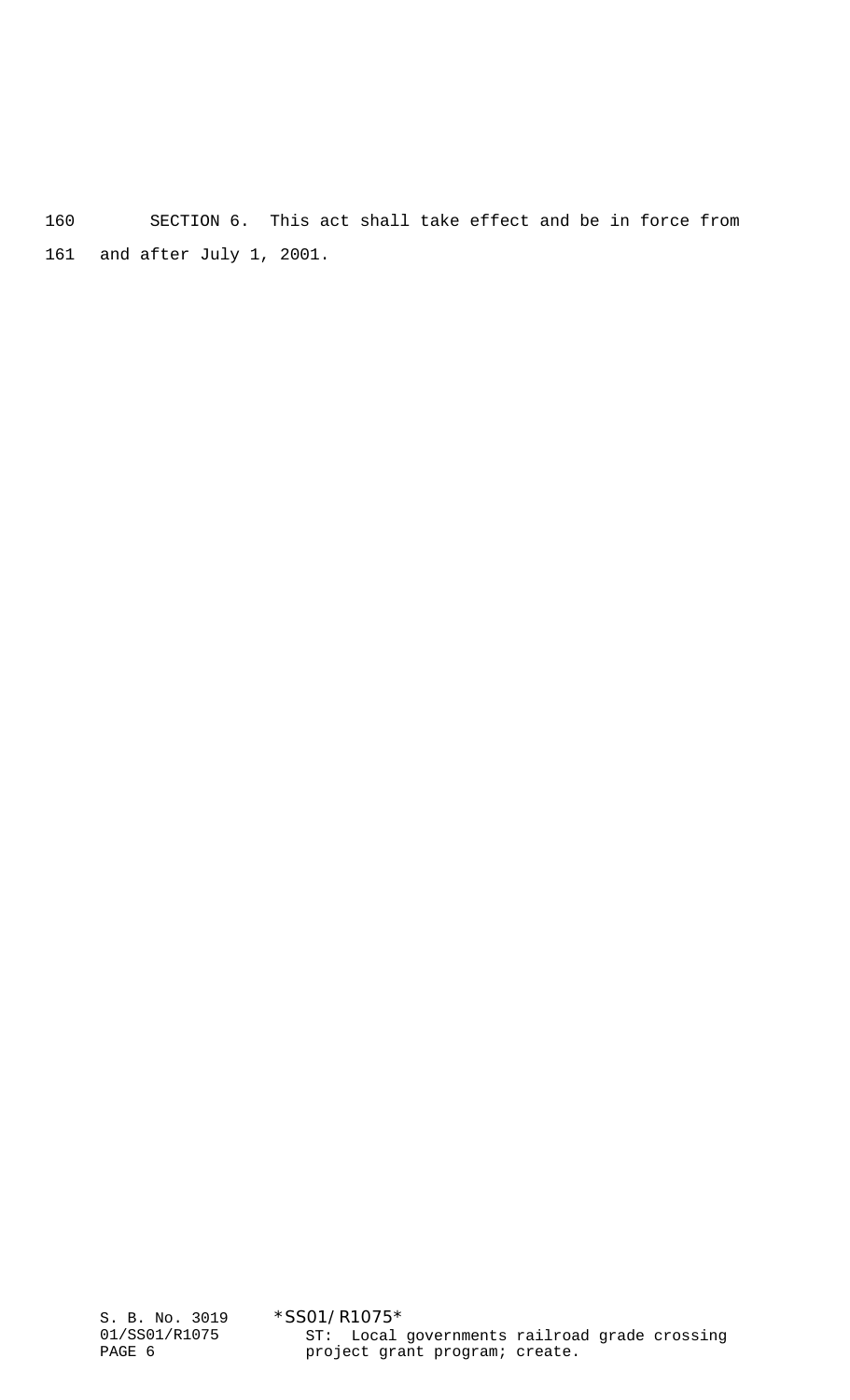160 SECTION 6. This act shall take effect and be in force from

161 and after July 1, 2001.